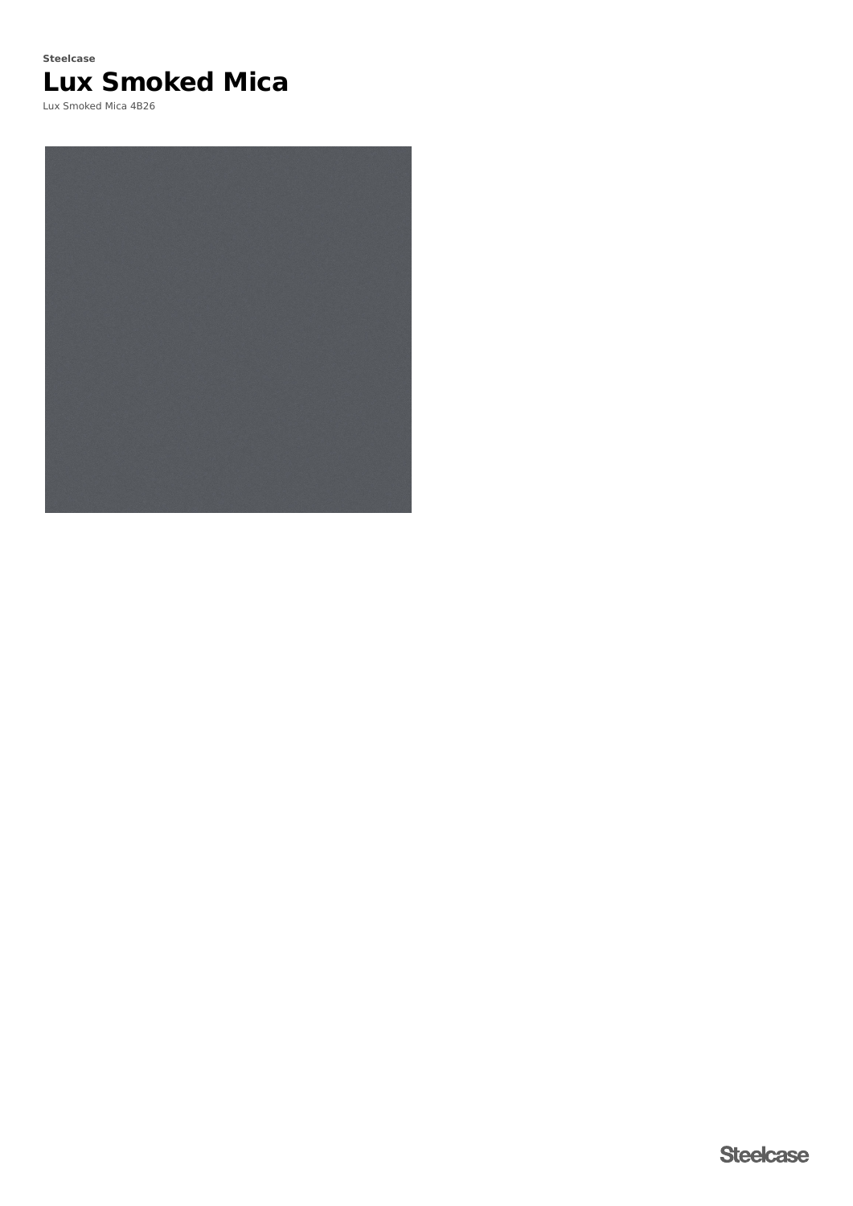**Steelcase**

# Lux Smoked Mica

Lux Smoked Mica 4B26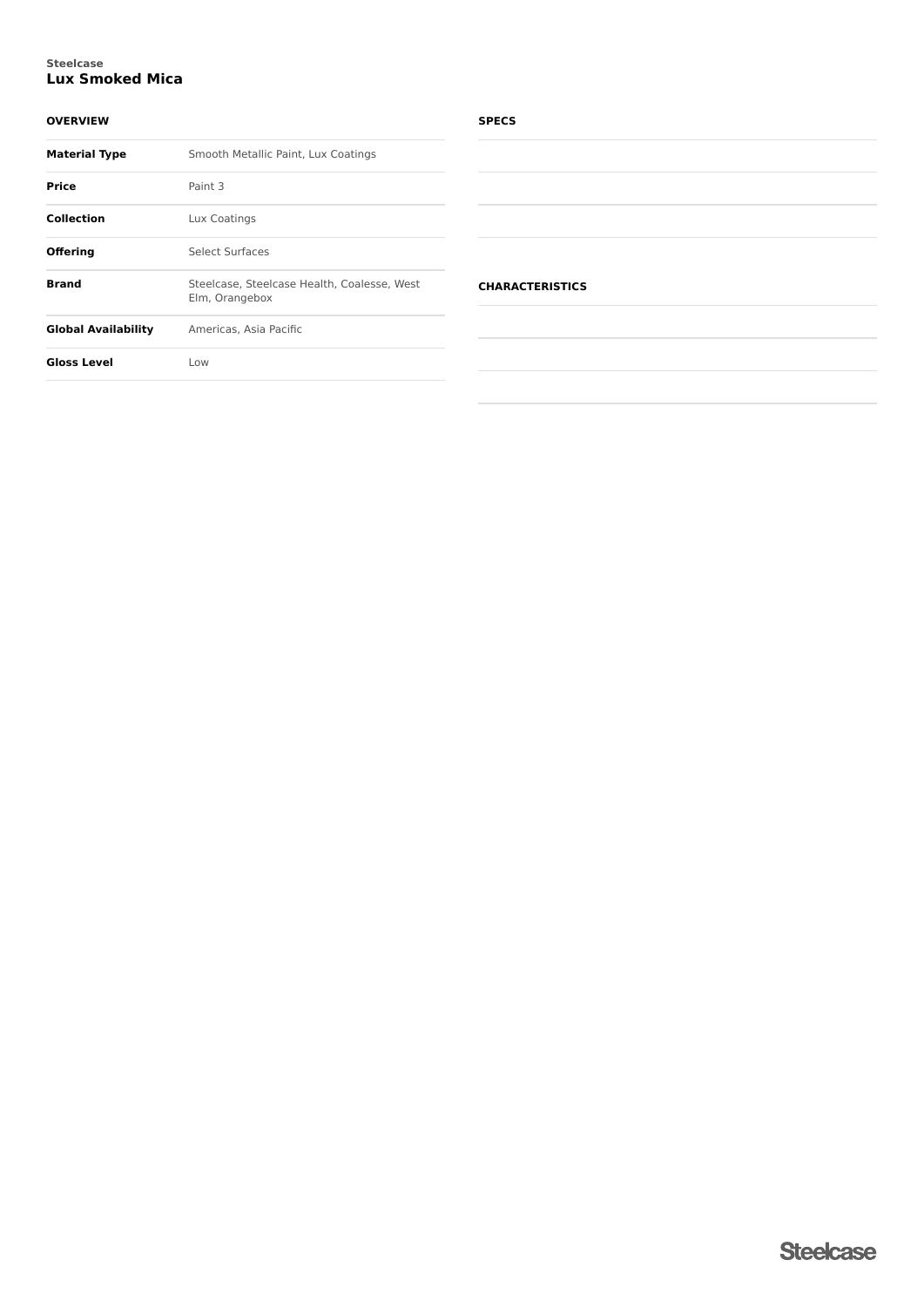Steelcase

# Lux Smoked Mica

## OVERVIEW

| | |
|---|---|
| **Material Type** | Smooth Metallic Paint, Lux Coatings |
| **Price** | Paint 3 |
| **Collection** | Lux Coatings |
| **Offering** | Select Surfaces |
| **Brand** | Steelcase, Steelcase Health, Coalesse, West Elm, Orangebox |
| **Global Availability** | Americas, Asia Pacific |
| **Gloss Level** | Low |

## SPECS

## CHARACTERISTICS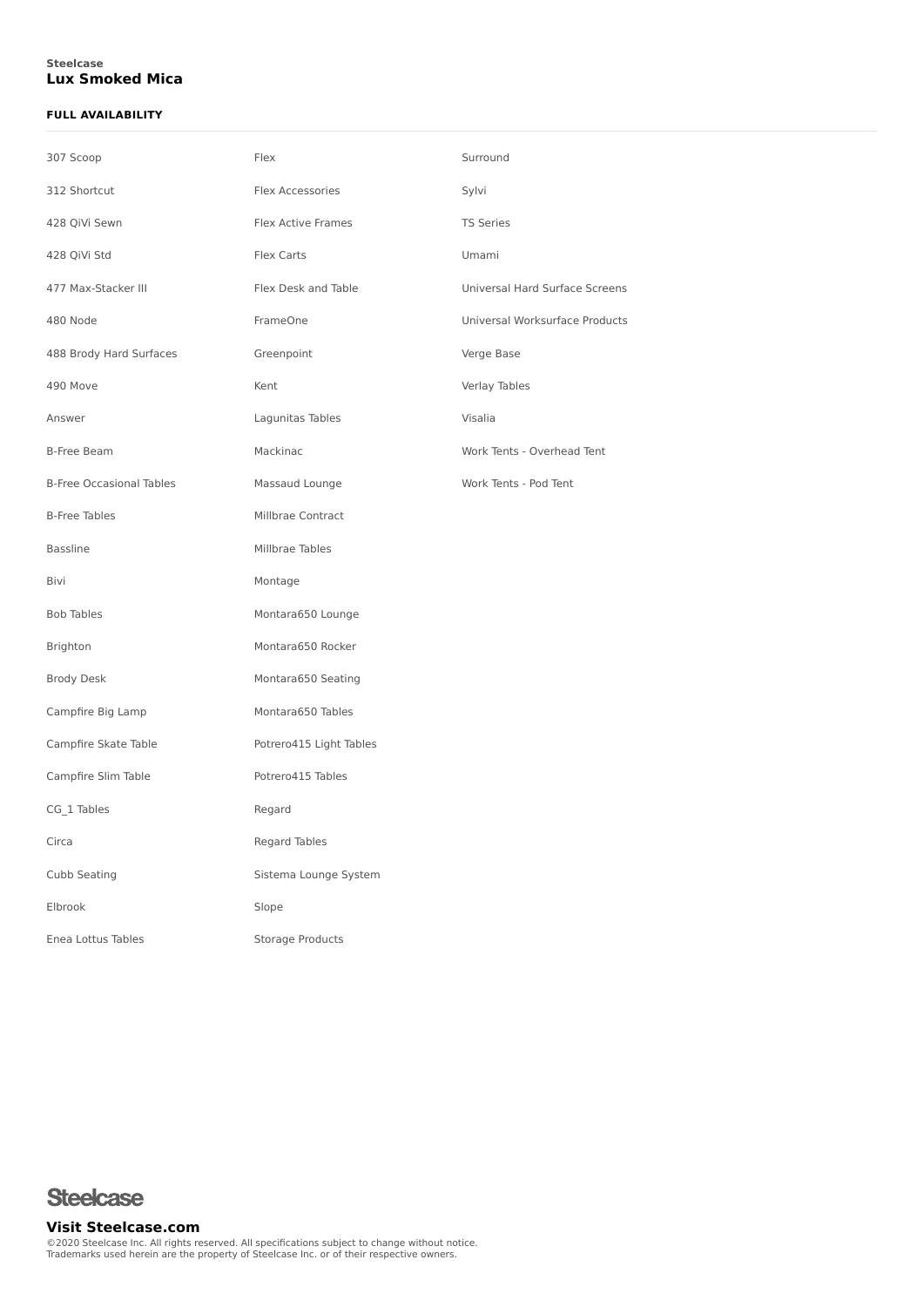**Steelcase**

# Lux Smoked Mica

**FULL AVAILABILITY**

- 307 Scoop
- 312 Shortcut
- 428 QiVi Sewn
- 428 QiVi Std
- 477 Max-Stacker III
- 480 Node
- 488 Brody Hard Surfaces
- 490 Move
- Answer
- B-Free Beam
- B-Free Occasional Tables
- B-Free Tables
- Bassline
- Bivi
- Bob Tables
- Brighton
- Brody Desk
- Campfire Big Lamp
- Campfire Skate Table
- Campfire Slim Table
- CG_1 Tables
- Circa
- Cubb Seating
- Elbrook
- Enea Lottus Tables
- Flex
- Flex Accessories
- Flex Active Frames
- Flex Carts
- Flex Desk and Table
- FrameOne
- Greenpoint
- Kent
- Lagunitas Tables
- Mackinac
- Massaud Lounge
- Millbrae Contract
- Millbrae Tables
- Montage
- Montara650 Lounge
- Montara650 Rocker
- Montara650 Seating
- Montara650 Tables
- Potrero415 Light Tables
- Potrero415 Tables
- Regard
- Regard Tables
- Sistema Lounge System
- Slope
- Storage Products
- Surround
- Sylvi
- TS Series
- Umami
- Universal Hard Surface Screens
- Universal Worksurface Products
- Verge Base
- Verlay Tables
- Visalia
- Work Tents - Overhead Tent
- Work Tents - Pod Tent

Steelcase

**Visit Steelcase.com**

©2020 Steelcase Inc. All rights reserved. All specifications subject to change without notice.
Trademarks used herein are the property of Steelcase Inc. or of their respective owners.